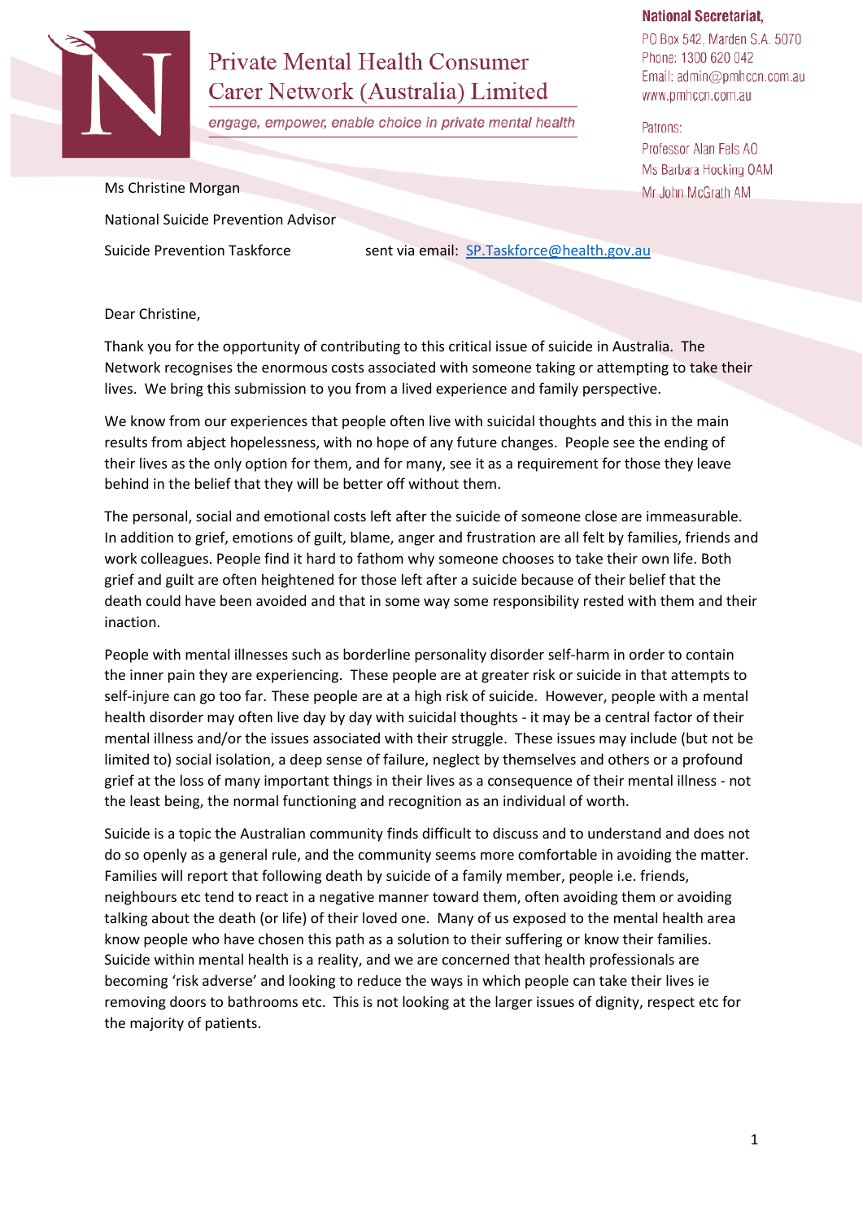Private Mental Health Consumer Carer Network (Australia) Limited

*engage, empower, enable choice in private mental health*

**National Secretariat,**
PO Box 542, Marden S.A. 5070
Phone: 1300 620 042
Email: admin@pmhccn.com.au
www.pmhccn.com.au

Patrons:
Professor Alan Fels AO
Ms Barbara Hocking OAM
Mr John McGrath AM

Ms Christine Morgan

National Suicide Prevention Advisor

Suicide Prevention Taskforce sent via email: SP.Taskforce@health.gov.au

Dear Christine,

Thank you for the opportunity of contributing to this critical issue of suicide in Australia. The Network recognises the enormous costs associated with someone taking or attempting to take their lives. We bring this submission to you from a lived experience and family perspective.

We know from our experiences that people often live with suicidal thoughts and this in the main results from abject hopelessness, with no hope of any future changes. People see the ending of their lives as the only option for them, and for many, see it as a requirement for those they leave behind in the belief that they will be better off without them.

The personal, social and emotional costs left after the suicide of someone close are immeasurable. In addition to grief, emotions of guilt, blame, anger and frustration are all felt by families, friends and work colleagues. People find it hard to fathom why someone chooses to take their own life. Both grief and guilt are often heightened for those left after a suicide because of their belief that the death could have been avoided and that in some way some responsibility rested with them and their inaction.

People with mental illnesses such as borderline personality disorder self-harm in order to contain the inner pain they are experiencing. These people are at greater risk or suicide in that attempts to self-injure can go too far. These people are at a high risk of suicide. However, people with a mental health disorder may often live day by day with suicidal thoughts - it may be a central factor of their mental illness and/or the issues associated with their struggle. These issues may include (but not be limited to) social isolation, a deep sense of failure, neglect by themselves and others or a profound grief at the loss of many important things in their lives as a consequence of their mental illness - not the least being, the normal functioning and recognition as an individual of worth.

Suicide is a topic the Australian community finds difficult to discuss and to understand and does not do so openly as a general rule, and the community seems more comfortable in avoiding the matter. Families will report that following death by suicide of a family member, people i.e. friends, neighbours etc tend to react in a negative manner toward them, often avoiding them or avoiding talking about the death (or life) of their loved one. Many of us exposed to the mental health area know people who have chosen this path as a solution to their suffering or know their families. Suicide within mental health is a reality, and we are concerned that health professionals are becoming 'risk adverse' and looking to reduce the ways in which people can take their lives ie removing doors to bathrooms etc. This is not looking at the larger issues of dignity, respect etc for the majority of patients.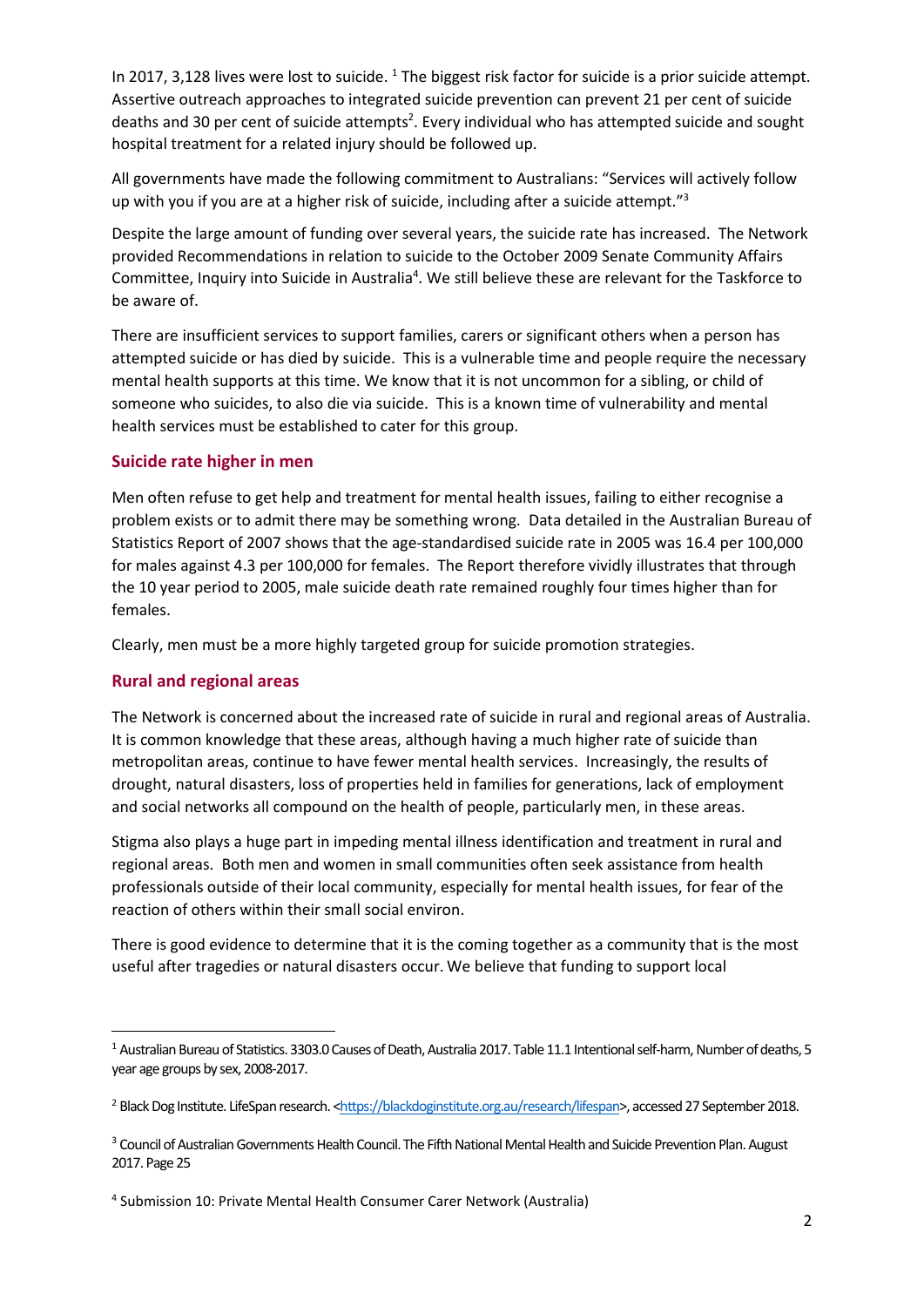In 2017, 3,128 lives were lost to suicide. [1] The biggest risk factor for suicide is a prior suicide attempt. Assertive outreach approaches to integrated suicide prevention can prevent 21 per cent of suicide deaths and 30 per cent of suicide attempts[2]. Every individual who has attempted suicide and sought hospital treatment for a related injury should be followed up.

All governments have made the following commitment to Australians: "Services will actively follow up with you if you are at a higher risk of suicide, including after a suicide attempt."[3]

Despite the large amount of funding over several years, the suicide rate has increased. The Network provided Recommendations in relation to suicide to the October 2009 Senate Community Affairs Committee, Inquiry into Suicide in Australia[4]. We still believe these are relevant for the Taskforce to be aware of.

There are insufficient services to support families, carers or significant others when a person has attempted suicide or has died by suicide. This is a vulnerable time and people require the necessary mental health supports at this time. We know that it is not uncommon for a sibling, or child of someone who suicides, to also die via suicide. This is a known time of vulnerability and mental health services must be established to cater for this group.

## Suicide rate higher in men

Men often refuse to get help and treatment for mental health issues, failing to either recognise a problem exists or to admit there may be something wrong. Data detailed in the Australian Bureau of Statistics Report of 2007 shows that the age-standardised suicide rate in 2005 was 16.4 per 100,000 for males against 4.3 per 100,000 for females. The Report therefore vividly illustrates that through the 10 year period to 2005, male suicide death rate remained roughly four times higher than for females.

Clearly, men must be a more highly targeted group for suicide promotion strategies.

## Rural and regional areas

The Network is concerned about the increased rate of suicide in rural and regional areas of Australia. It is common knowledge that these areas, although having a much higher rate of suicide than metropolitan areas, continue to have fewer mental health services. Increasingly, the results of drought, natural disasters, loss of properties held in families for generations, lack of employment and social networks all compound on the health of people, particularly men, in these areas.

Stigma also plays a huge part in impeding mental illness identification and treatment in rural and regional areas. Both men and women in small communities often seek assistance from health professionals outside of their local community, especially for mental health issues, for fear of the reaction of others within their small social environ.

There is good evidence to determine that it is the coming together as a community that is the most useful after tragedies or natural disasters occur. We believe that funding to support local

---

[1] Australian Bureau of Statistics. 3303.0 Causes of Death, Australia 2017. Table 11.1 Intentional self-harm, Number of deaths, 5 year age groups by sex, 2008-2017.

[2] Black Dog Institute. LifeSpan research. <https://blackdoginstitute.org.au/research/lifespan>, accessed 27 September 2018.

[3] Council of Australian Governments Health Council. The Fifth National Mental Health and Suicide Prevention Plan. August 2017. Page 25

[4] Submission 10: Private Mental Health Consumer Carer Network (Australia)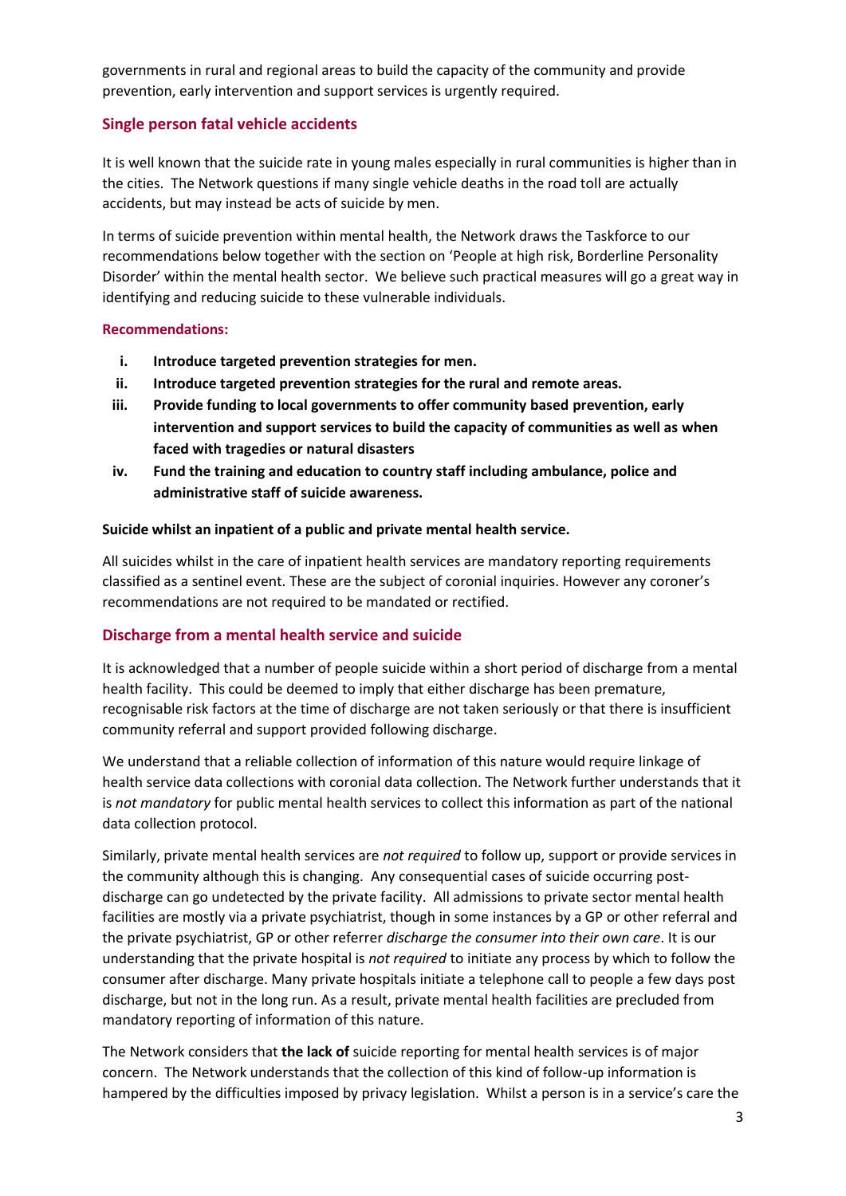governments in rural and regional areas to build the capacity of the community and provide prevention, early intervention and support services is urgently required.

## Single person fatal vehicle accidents

It is well known that the suicide rate in young males especially in rural communities is higher than in the cities. The Network questions if many single vehicle deaths in the road toll are actually accidents, but may instead be acts of suicide by men.

In terms of suicide prevention within mental health, the Network draws the Taskforce to our recommendations below together with the section on 'People at high risk, Borderline Personality Disorder' within the mental health sector. We believe such practical measures will go a great way in identifying and reducing suicide to these vulnerable individuals.

### Recommendations:

i. **Introduce targeted prevention strategies for men.**
ii. **Introduce targeted prevention strategies for the rural and remote areas.**
iii. **Provide funding to local governments to offer community based prevention, early intervention and support services to build the capacity of communities as well as when faced with tragedies or natural disasters**
iv. **Fund the training and education to country staff including ambulance, police and administrative staff of suicide awareness.**

**Suicide whilst an inpatient of a public and private mental health service.**

All suicides whilst in the care of inpatient health services are mandatory reporting requirements classified as a sentinel event. These are the subject of coronial inquiries. However any coroner's recommendations are not required to be mandated or rectified.

## Discharge from a mental health service and suicide

It is acknowledged that a number of people suicide within a short period of discharge from a mental health facility. This could be deemed to imply that either discharge has been premature, recognisable risk factors at the time of discharge are not taken seriously or that there is insufficient community referral and support provided following discharge.

We understand that a reliable collection of information of this nature would require linkage of health service data collections with coronial data collection. The Network further understands that it is *not mandatory* for public mental health services to collect this information as part of the national data collection protocol.

Similarly, private mental health services are *not required* to follow up, support or provide services in the community although this is changing. Any consequential cases of suicide occurring post-discharge can go undetected by the private facility. All admissions to private sector mental health facilities are mostly via a private psychiatrist, though in some instances by a GP or other referral and the private psychiatrist, GP or other referrer *discharge the consumer into their own care*. It is our understanding that the private hospital is *not required* to initiate any process by which to follow the consumer after discharge. Many private hospitals initiate a telephone call to people a few days post discharge, but not in the long run. As a result, private mental health facilities are precluded from mandatory reporting of information of this nature.

The Network considers that **the lack of** suicide reporting for mental health services is of major concern. The Network understands that the collection of this kind of follow-up information is hampered by the difficulties imposed by privacy legislation. Whilst a person is in a service's care the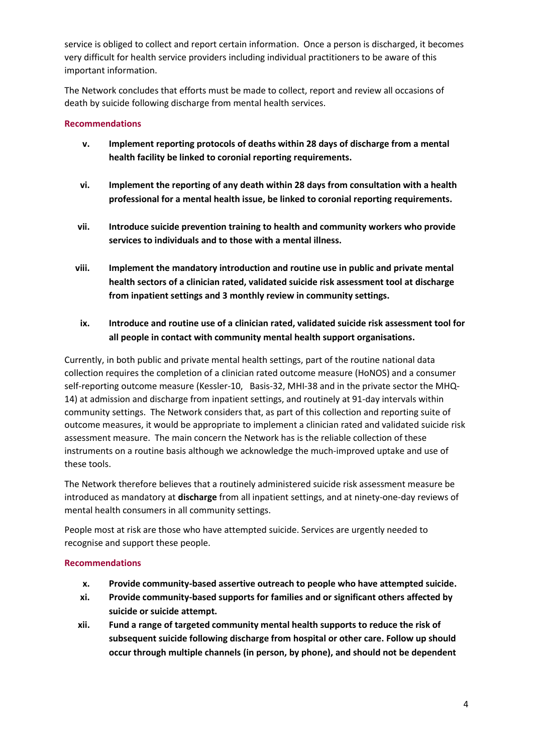service is obliged to collect and report certain information. Once a person is discharged, it becomes very difficult for health service providers including individual practitioners to be aware of this important information.

The Network concludes that efforts must be made to collect, report and review all occasions of death by suicide following discharge from mental health services.

### Recommendations

- v. **Implement reporting protocols of deaths within 28 days of discharge from a mental health facility be linked to coronial reporting requirements.**
- vi. **Implement the reporting of any death within 28 days from consultation with a health professional for a mental health issue, be linked to coronial reporting requirements.**
- vii. **Introduce suicide prevention training to health and community workers who provide services to individuals and to those with a mental illness.**
- viii. **Implement the mandatory introduction and routine use in public and private mental health sectors of a clinician rated, validated suicide risk assessment tool at discharge from inpatient settings and 3 monthly review in community settings.**
- ix. **Introduce and routine use of a clinician rated, validated suicide risk assessment tool for all people in contact with community mental health support organisations.**

Currently, in both public and private mental health settings, part of the routine national data collection requires the completion of a clinician rated outcome measure (HoNOS) and a consumer self-reporting outcome measure (Kessler-10, Basis-32, MHI-38 and in the private sector the MHQ-14) at admission and discharge from inpatient settings, and routinely at 91-day intervals within community settings. The Network considers that, as part of this collection and reporting suite of outcome measures, it would be appropriate to implement a clinician rated and validated suicide risk assessment measure. The main concern the Network has is the reliable collection of these instruments on a routine basis although we acknowledge the much-improved uptake and use of these tools.

The Network therefore believes that a routinely administered suicide risk assessment measure be introduced as mandatory at **discharge** from all inpatient settings, and at ninety-one-day reviews of mental health consumers in all community settings.

People most at risk are those who have attempted suicide. Services are urgently needed to recognise and support these people.

### Recommendations

- x. **Provide community-based assertive outreach to people who have attempted suicide.**
- xi. **Provide community-based supports for families and or significant others affected by suicide or suicide attempt.**
- xii. **Fund a range of targeted community mental health supports to reduce the risk of subsequent suicide following discharge from hospital or other care. Follow up should occur through multiple channels (in person, by phone), and should not be dependent**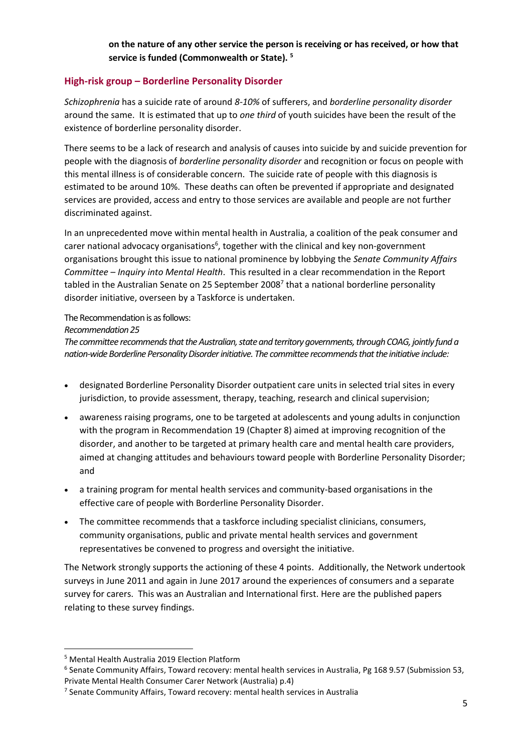**on the nature of any other service the person is receiving or has received, or how that service is funded (Commonwealth or State).** [5]

## High-risk group – Borderline Personality Disorder

*Schizophrenia* has a suicide rate of around *8-10%* of sufferers, and *borderline personality disorder* around the same. It is estimated that up to *one third* of youth suicides have been the result of the existence of borderline personality disorder.

There seems to be a lack of research and analysis of causes into suicide by and suicide prevention for people with the diagnosis of *borderline personality disorder* and recognition or focus on people with this mental illness is of considerable concern. The suicide rate of people with this diagnosis is estimated to be around 10%. These deaths can often be prevented if appropriate and designated services are provided, access and entry to those services are available and people are not further discriminated against.

In an unprecedented move within mental health in Australia, a coalition of the peak consumer and carer national advocacy organisations[6], together with the clinical and key non-government organisations brought this issue to national prominence by lobbying the *Senate Community Affairs Committee – Inquiry into Mental Health*. This resulted in a clear recommendation in the Report tabled in the Australian Senate on 25 September 2008[7] that a national borderline personality disorder initiative, overseen by a Taskforce is undertaken.

The Recommendation is as follows:

*Recommendation 25*

*The committee recommends that the Australian, state and territory governments, through COAG, jointly fund a nation-wide Borderline Personality Disorder initiative. The committee recommends that the initiative include:*

- designated Borderline Personality Disorder outpatient care units in selected trial sites in every jurisdiction, to provide assessment, therapy, teaching, research and clinical supervision;
- awareness raising programs, one to be targeted at adolescents and young adults in conjunction with the program in Recommendation 19 (Chapter 8) aimed at improving recognition of the disorder, and another to be targeted at primary health care and mental health care providers, aimed at changing attitudes and behaviours toward people with Borderline Personality Disorder; and
- a training program for mental health services and community-based organisations in the effective care of people with Borderline Personality Disorder.
- The committee recommends that a taskforce including specialist clinicians, consumers, community organisations, public and private mental health services and government representatives be convened to progress and oversight the initiative.

The Network strongly supports the actioning of these 4 points. Additionally, the Network undertook surveys in June 2011 and again in June 2017 around the experiences of consumers and a separate survey for carers. This was an Australian and International first. Here are the published papers relating to these survey findings.

---

[5] Mental Health Australia 2019 Election Platform

[6] Senate Community Affairs, Toward recovery: mental health services in Australia, Pg 168 9.57 (Submission 53, Private Mental Health Consumer Carer Network (Australia) p.4)

[7] Senate Community Affairs, Toward recovery: mental health services in Australia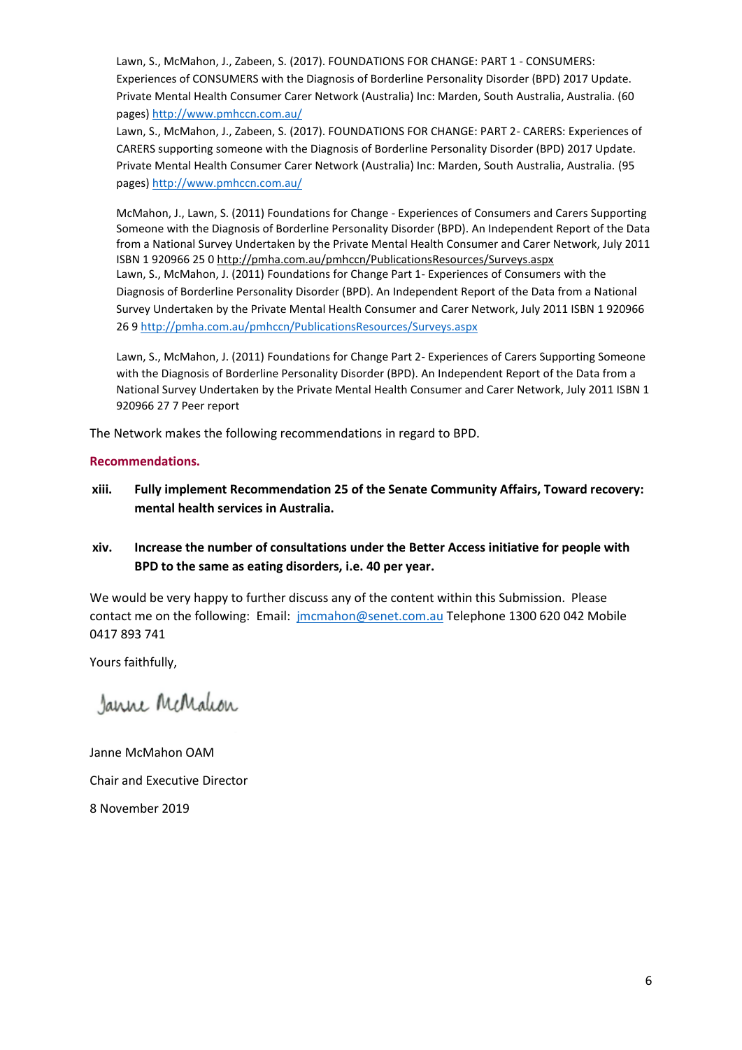Lawn, S., McMahon, J., Zabeen, S. (2017). FOUNDATIONS FOR CHANGE: PART 1 - CONSUMERS: Experiences of CONSUMERS with the Diagnosis of Borderline Personality Disorder (BPD) 2017 Update. Private Mental Health Consumer Carer Network (Australia) Inc: Marden, South Australia, Australia. (60 pages) http://www.pmhccn.com.au/

Lawn, S., McMahon, J., Zabeen, S. (2017). FOUNDATIONS FOR CHANGE: PART 2- CARERS: Experiences of CARERS supporting someone with the Diagnosis of Borderline Personality Disorder (BPD) 2017 Update. Private Mental Health Consumer Carer Network (Australia) Inc: Marden, South Australia, Australia. (95 pages) http://www.pmhccn.com.au/

McMahon, J., Lawn, S. (2011) Foundations for Change - Experiences of Consumers and Carers Supporting Someone with the Diagnosis of Borderline Personality Disorder (BPD). An Independent Report of the Data from a National Survey Undertaken by the Private Mental Health Consumer and Carer Network, July 2011 ISBN 1 920966 25 0 http://pmha.com.au/pmhccn/PublicationsResources/Surveys.aspx

Lawn, S., McMahon, J. (2011) Foundations for Change Part 1- Experiences of Consumers with the Diagnosis of Borderline Personality Disorder (BPD). An Independent Report of the Data from a National Survey Undertaken by the Private Mental Health Consumer and Carer Network, July 2011 ISBN 1 920966 26 9 http://pmha.com.au/pmhccn/PublicationsResources/Surveys.aspx

Lawn, S., McMahon, J. (2011) Foundations for Change Part 2- Experiences of Carers Supporting Someone with the Diagnosis of Borderline Personality Disorder (BPD). An Independent Report of the Data from a National Survey Undertaken by the Private Mental Health Consumer and Carer Network, July 2011 ISBN 1 920966 27 7 Peer report

The Network makes the following recommendations in regard to BPD.

**Recommendations.**

**xiii. Fully implement Recommendation 25 of the Senate Community Affairs, Toward recovery: mental health services in Australia.**

**xiv. Increase the number of consultations under the Better Access initiative for people with BPD to the same as eating disorders, i.e. 40 per year.**

We would be very happy to further discuss any of the content within this Submission. Please contact me on the following: Email: jmcmahon@senet.com.au Telephone 1300 620 042 Mobile 0417 893 741

Yours faithfully,

Janne McMahon

Janne McMahon OAM

Chair and Executive Director

8 November 2019